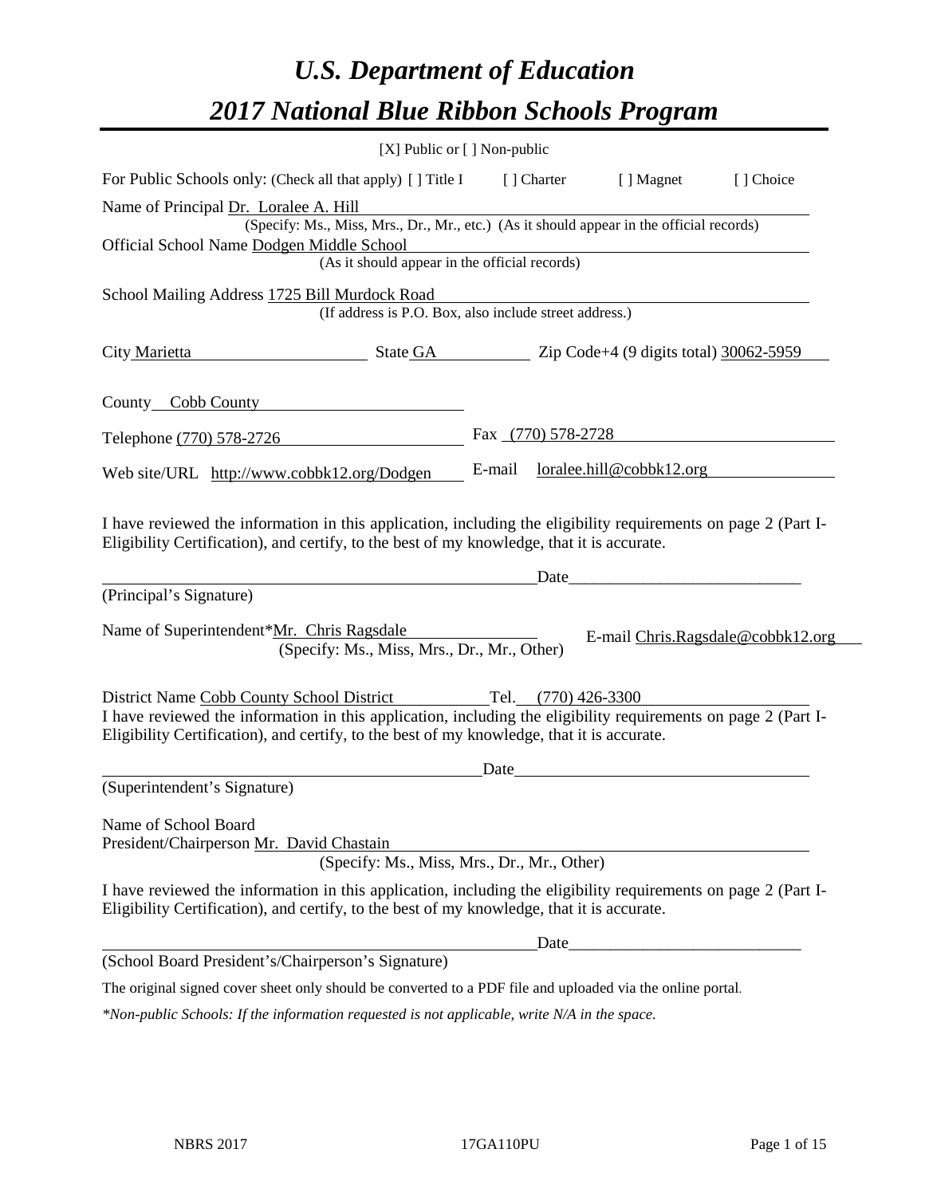# *U.S. Department of Education*

# *2017 National Blue Ribbon Schools Program*

[X] Public or [ ] Non-public

For Public Schools only: (Check all that apply) [ ] Title I [ ] Charter [ ] Magnet [ ] Choice

Name of Principal Dr. Loralee A. Hill
(Specify: Ms., Miss, Mrs., Dr., Mr., etc.) (As it should appear in the official records)

Official School Name Dodgen Middle School
(As it should appear in the official records)

School Mailing Address 1725 Bill Murdock Road
(If address is P.O. Box, also include street address.)

City Marietta State GA Zip Code+4 (9 digits total) 30062-5959

County Cobb County

Telephone (770) 578-2726 Fax (770) 578-2728

Web site/URL http://www.cobbk12.org/Dodgen E-mail loralee.hill@cobbk12.org

I have reviewed the information in this application, including the eligibility requirements on page 2 (Part I-Eligibility Certification), and certify, to the best of my knowledge, that it is accurate.

_______________________________ Date_______________________
(Principal's Signature)

Name of Superintendent*Mr. Chris Ragsdale E-mail Chris.Ragsdale@cobbk12.org
(Specify: Ms., Miss, Mrs., Dr., Mr., Other)

District Name Cobb County School District Tel. (770) 426-3300

I have reviewed the information in this application, including the eligibility requirements on page 2 (Part I-Eligibility Certification), and certify, to the best of my knowledge, that it is accurate.

_______________________________ Date_______________________
(Superintendent's Signature)

Name of School Board
President/Chairperson Mr. David Chastain
(Specify: Ms., Miss, Mrs., Dr., Mr., Other)

I have reviewed the information in this application, including the eligibility requirements on page 2 (Part I-Eligibility Certification), and certify, to the best of my knowledge, that it is accurate.

_______________________________ Date_______________________
(School Board President's/Chairperson's Signature)

The original signed cover sheet only should be converted to a PDF file and uploaded via the online portal.

*\*Non-public Schools: If the information requested is not applicable, write N/A in the space.*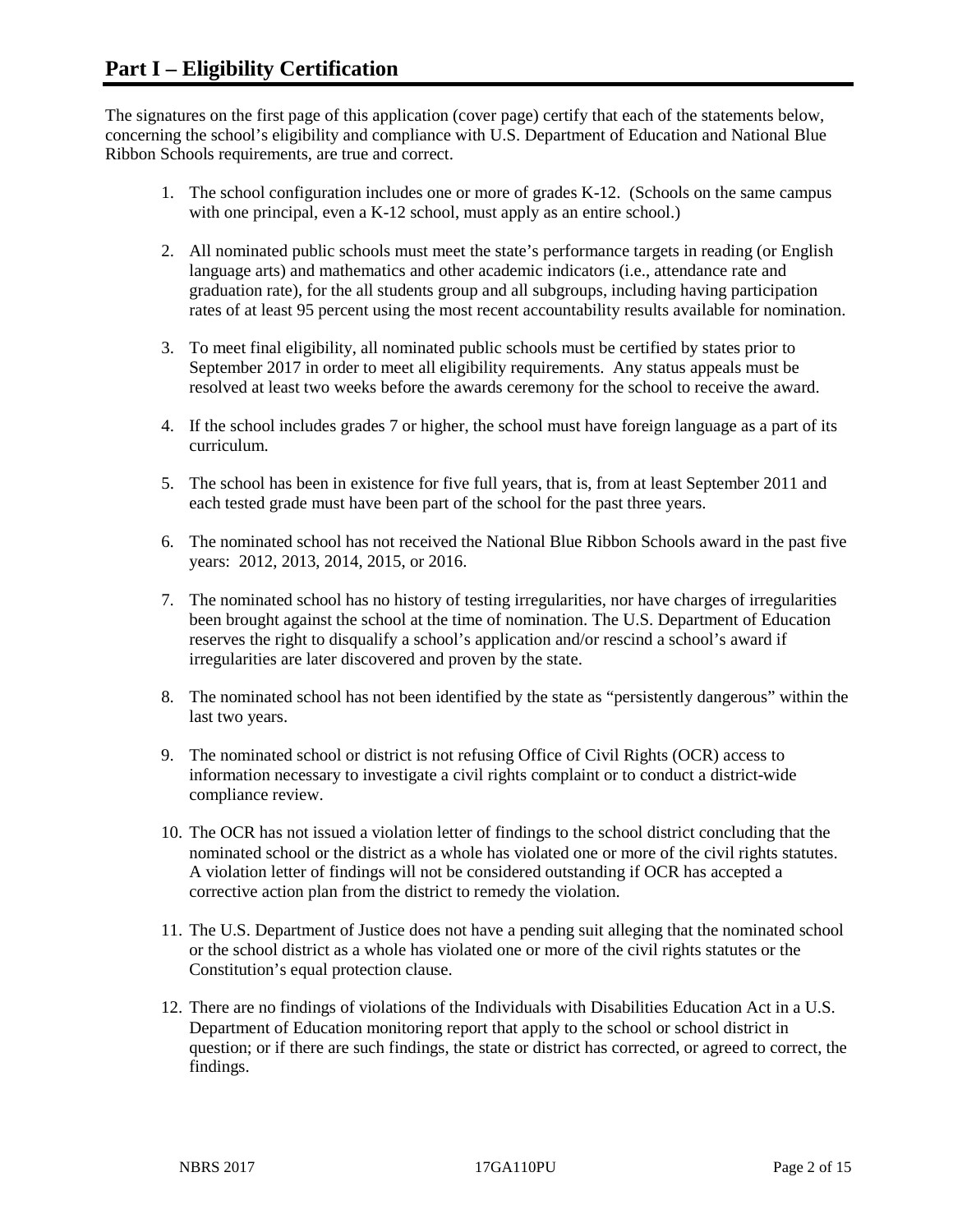# Part I – Eligibility Certification

The signatures on the first page of this application (cover page) certify that each of the statements below, concerning the school's eligibility and compliance with U.S. Department of Education and National Blue Ribbon Schools requirements, are true and correct.

1. The school configuration includes one or more of grades K-12. (Schools on the same campus with one principal, even a K-12 school, must apply as an entire school.)
2. All nominated public schools must meet the state's performance targets in reading (or English language arts) and mathematics and other academic indicators (i.e., attendance rate and graduation rate), for the all students group and all subgroups, including having participation rates of at least 95 percent using the most recent accountability results available for nomination.
3. To meet final eligibility, all nominated public schools must be certified by states prior to September 2017 in order to meet all eligibility requirements. Any status appeals must be resolved at least two weeks before the awards ceremony for the school to receive the award.
4. If the school includes grades 7 or higher, the school must have foreign language as a part of its curriculum.
5. The school has been in existence for five full years, that is, from at least September 2011 and each tested grade must have been part of the school for the past three years.
6. The nominated school has not received the National Blue Ribbon Schools award in the past five years: 2012, 2013, 2014, 2015, or 2016.
7. The nominated school has no history of testing irregularities, nor have charges of irregularities been brought against the school at the time of nomination. The U.S. Department of Education reserves the right to disqualify a school's application and/or rescind a school's award if irregularities are later discovered and proven by the state.
8. The nominated school has not been identified by the state as "persistently dangerous" within the last two years.
9. The nominated school or district is not refusing Office of Civil Rights (OCR) access to information necessary to investigate a civil rights complaint or to conduct a district-wide compliance review.
10. The OCR has not issued a violation letter of findings to the school district concluding that the nominated school or the district as a whole has violated one or more of the civil rights statutes. A violation letter of findings will not be considered outstanding if OCR has accepted a corrective action plan from the district to remedy the violation.
11. The U.S. Department of Justice does not have a pending suit alleging that the nominated school or the school district as a whole has violated one or more of the civil rights statutes or the Constitution's equal protection clause.
12. There are no findings of violations of the Individuals with Disabilities Education Act in a U.S. Department of Education monitoring report that apply to the school or school district in question; or if there are such findings, the state or district has corrected, or agreed to correct, the findings.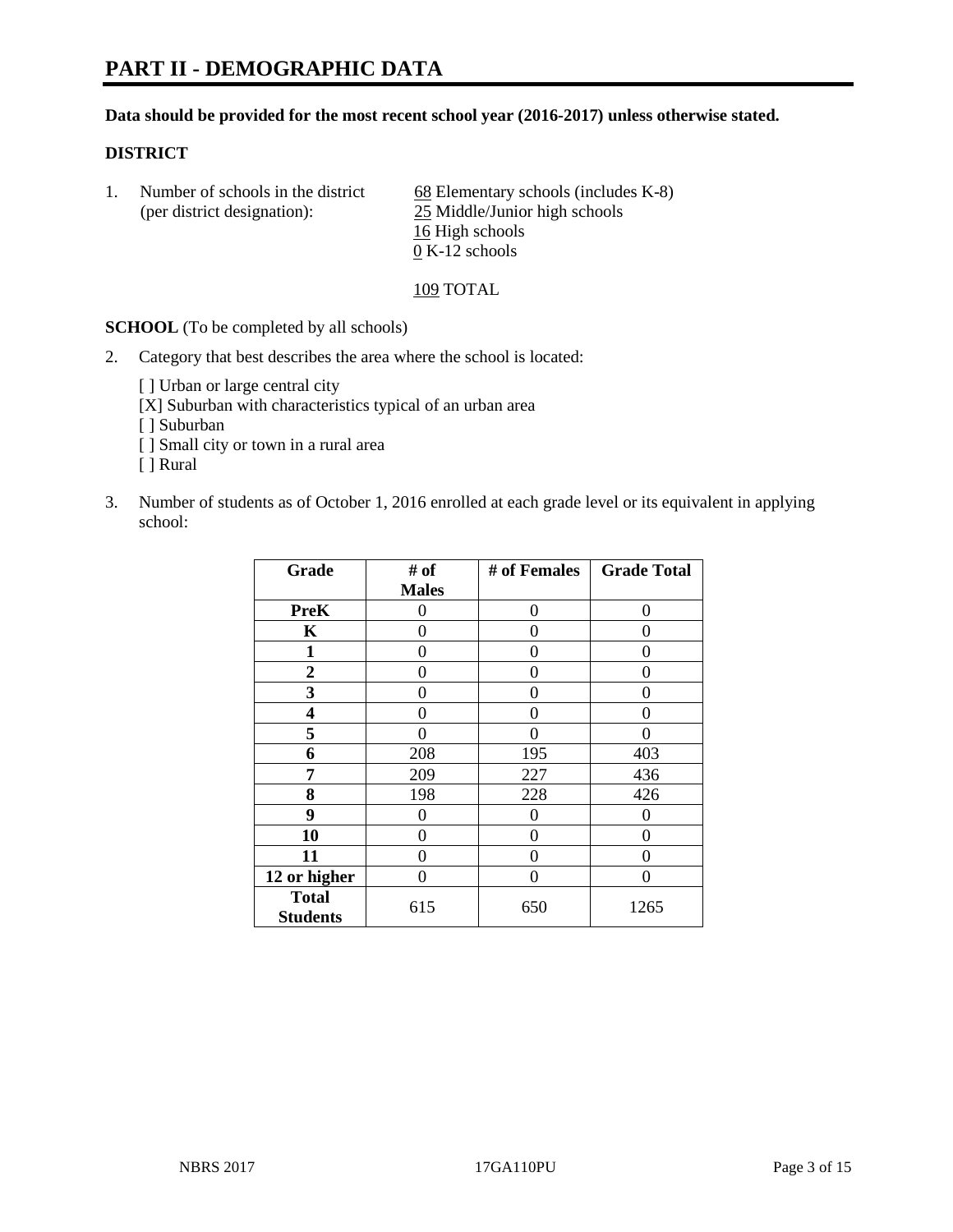# PART II - DEMOGRAPHIC DATA

**Data should be provided for the most recent school year (2016-2017) unless otherwise stated.**

**DISTRICT**

1. Number of schools in the district (per district designation):
   - 68 Elementary schools (includes K-8)
   - 25 Middle/Junior high schools
   - 16 High schools
   - 0 K-12 schools

   109 TOTAL

**SCHOOL** (To be completed by all schools)

2. Category that best describes the area where the school is located:

   [ ] Urban or large central city
   [X] Suburban with characteristics typical of an urban area
   [ ] Suburban
   [ ] Small city or town in a rural area
   [ ] Rural

3. Number of students as of October 1, 2016 enrolled at each grade level or its equivalent in applying school:

| Grade | # of Males | # of Females | Grade Total |
|---|---|---|---|
| PreK | 0 | 0 | 0 |
| K | 0 | 0 | 0 |
| 1 | 0 | 0 | 0 |
| 2 | 0 | 0 | 0 |
| 3 | 0 | 0 | 0 |
| 4 | 0 | 0 | 0 |
| 5 | 0 | 0 | 0 |
| 6 | 208 | 195 | 403 |
| 7 | 209 | 227 | 436 |
| 8 | 198 | 228 | 426 |
| 9 | 0 | 0 | 0 |
| 10 | 0 | 0 | 0 |
| 11 | 0 | 0 | 0 |
| 12 or higher | 0 | 0 | 0 |
| **Total Students** | 615 | 650 | 1265 |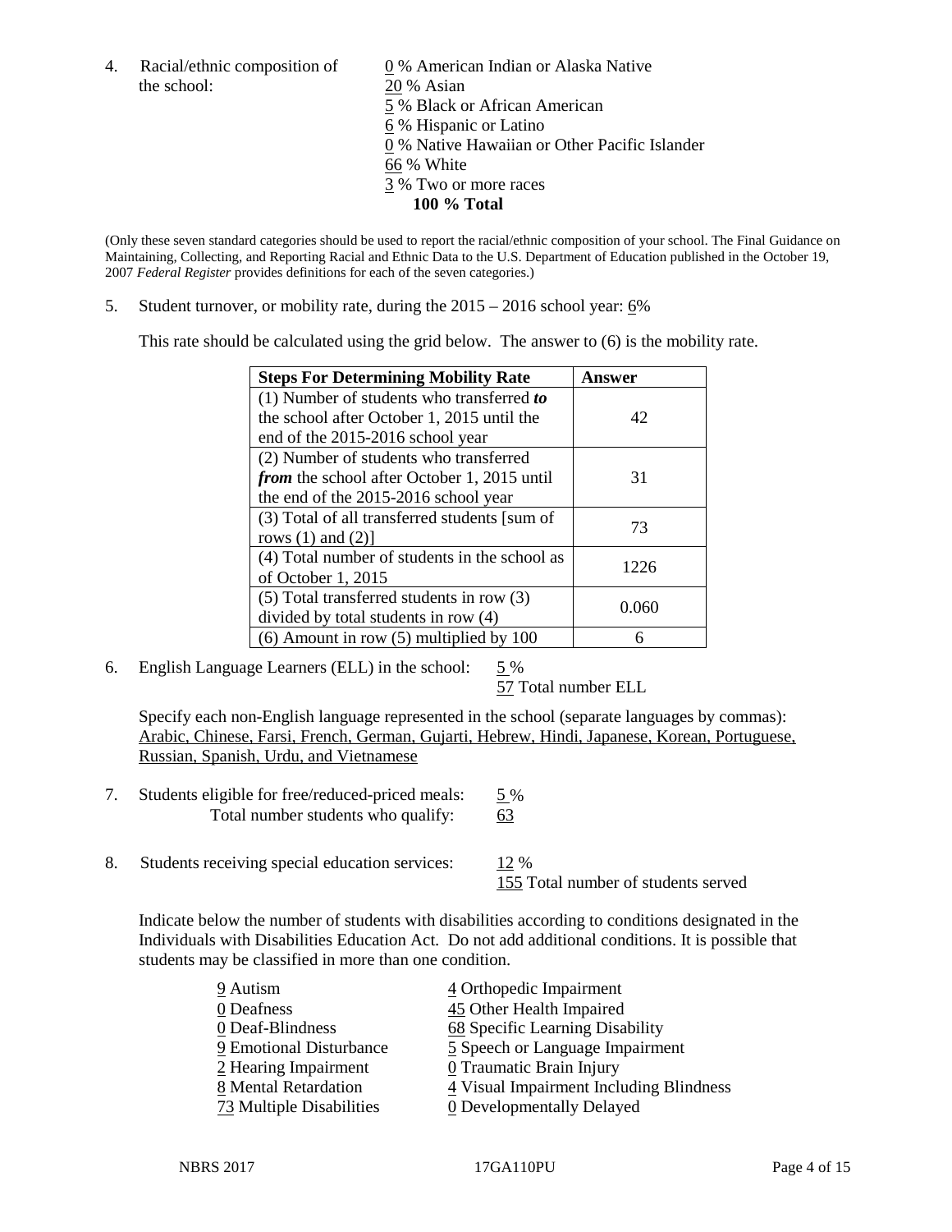4. Racial/ethnic composition of the school:

0 % American Indian or Alaska Native
20 % Asian
5 % Black or African American
6 % Hispanic or Latino
0 % Native Hawaiian or Other Pacific Islander
66 % White
3 % Two or more races
**100 % Total**

(Only these seven standard categories should be used to report the racial/ethnic composition of your school. The Final Guidance on Maintaining, Collecting, and Reporting Racial and Ethnic Data to the U.S. Department of Education published in the October 19, 2007 *Federal Register* provides definitions for each of the seven categories.)

5. Student turnover, or mobility rate, during the 2015 – 2016 school year: 6%

This rate should be calculated using the grid below. The answer to (6) is the mobility rate.

| **Steps For Determining Mobility Rate** | **Answer** |
|---|---|
| (1) Number of students who transferred ***to*** the school after October 1, 2015 until the end of the 2015-2016 school year | 42 |
| (2) Number of students who transferred ***from*** the school after October 1, 2015 until the end of the 2015-2016 school year | 31 |
| (3) Total of all transferred students [sum of rows (1) and (2)] | 73 |
| (4) Total number of students in the school as of October 1, 2015 | 1226 |
| (5) Total transferred students in row (3) divided by total students in row (4) | 0.060 |
| (6) Amount in row (5) multiplied by 100 | 6 |

6. English Language Learners (ELL) in the school: 5 %
57 Total number ELL

Specify each non-English language represented in the school (separate languages by commas): Arabic, Chinese, Farsi, French, German, Gujarti, Hebrew, Hindi, Japanese, Korean, Portuguese, Russian, Spanish, Urdu, and Vietnamese

7. Students eligible for free/reduced-priced meals: 5 %
Total number students who qualify: 63

8. Students receiving special education services: 12 %
155 Total number of students served

Indicate below the number of students with disabilities according to conditions designated in the Individuals with Disabilities Education Act. Do not add additional conditions. It is possible that students may be classified in more than one condition.

9 Autism
0 Deafness
0 Deaf-Blindness
9 Emotional Disturbance
2 Hearing Impairment
8 Mental Retardation
73 Multiple Disabilities
4 Orthopedic Impairment
45 Other Health Impaired
68 Specific Learning Disability
5 Speech or Language Impairment
0 Traumatic Brain Injury
4 Visual Impairment Including Blindness
0 Developmentally Delayed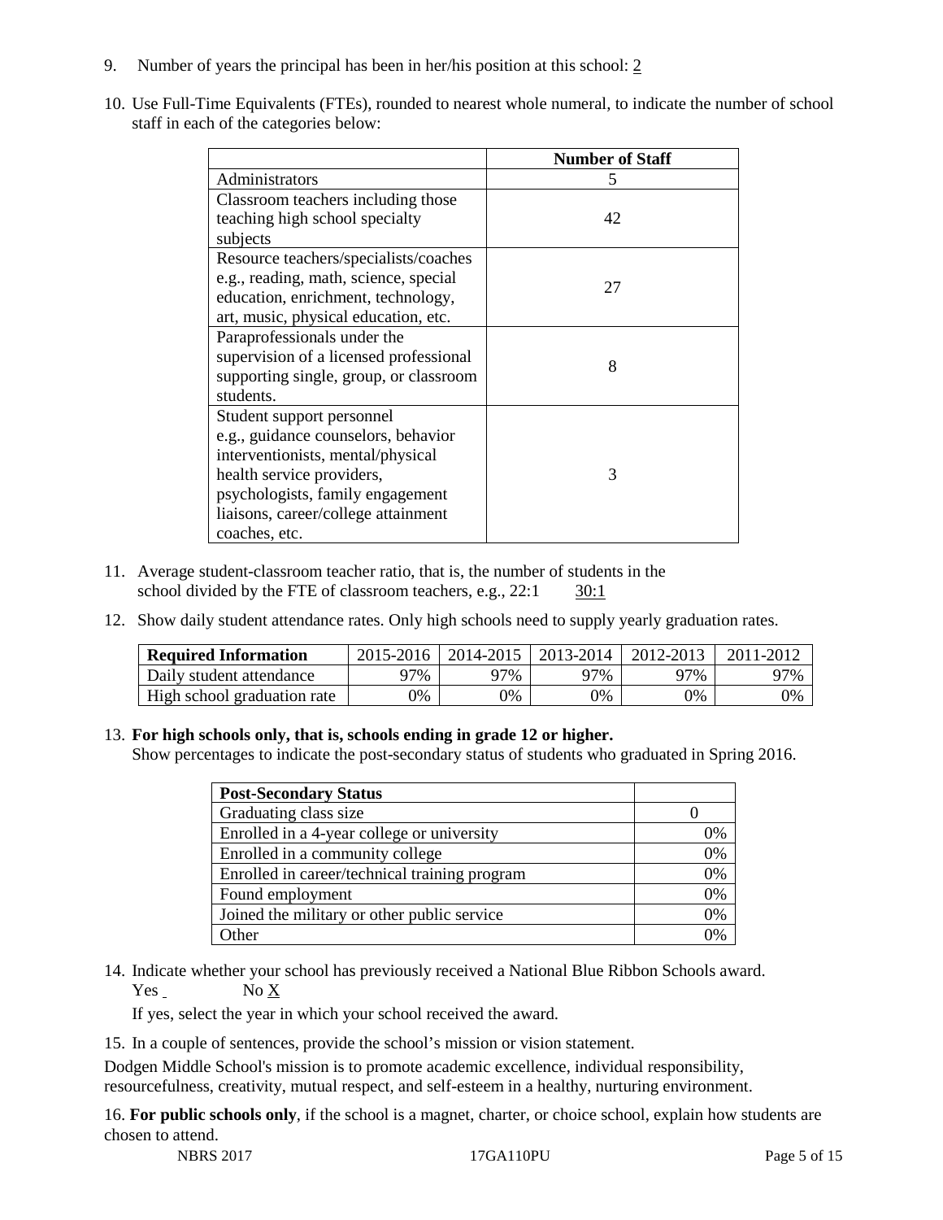9. Number of years the principal has been in her/his position at this school: 2

10. Use Full-Time Equivalents (FTEs), rounded to nearest whole numeral, to indicate the number of school staff in each of the categories below:

| | Number of Staff |
|---|---|
| Administrators | 5 |
| Classroom teachers including those teaching high school specialty subjects | 42 |
| Resource teachers/specialists/coaches e.g., reading, math, science, special education, enrichment, technology, art, music, physical education, etc. | 27 |
| Paraprofessionals under the supervision of a licensed professional supporting single, group, or classroom students. | 8 |
| Student support personnel e.g., guidance counselors, behavior interventionists, mental/physical health service providers, psychologists, family engagement liaisons, career/college attainment coaches, etc. | 3 |

11. Average student-classroom teacher ratio, that is, the number of students in the school divided by the FTE of classroom teachers, e.g., 22:1 30:1

12. Show daily student attendance rates. Only high schools need to supply yearly graduation rates.

| Required Information | 2015-2016 | 2014-2015 | 2013-2014 | 2012-2013 | 2011-2012 |
|---|---|---|---|---|---|
| Daily student attendance | 97% | 97% | 97% | 97% | 97% |
| High school graduation rate | 0% | 0% | 0% | 0% | 0% |

13. **For high schools only, that is, schools ending in grade 12 or higher.**
Show percentages to indicate the post-secondary status of students who graduated in Spring 2016.

| Post-Secondary Status | |
|---|---|
| Graduating class size | 0 |
| Enrolled in a 4-year college or university | 0% |
| Enrolled in a community college | 0% |
| Enrolled in career/technical training program | 0% |
| Found employment | 0% |
| Joined the military or other public service | 0% |
| Other | 0% |

14. Indicate whether your school has previously received a National Blue Ribbon Schools award.
Yes No X

If yes, select the year in which your school received the award.

15. In a couple of sentences, provide the school's mission or vision statement.

Dodgen Middle School's mission is to promote academic excellence, individual responsibility, resourcefulness, creativity, mutual respect, and self-esteem in a healthy, nurturing environment.

16. **For public schools only**, if the school is a magnet, charter, or choice school, explain how students are chosen to attend.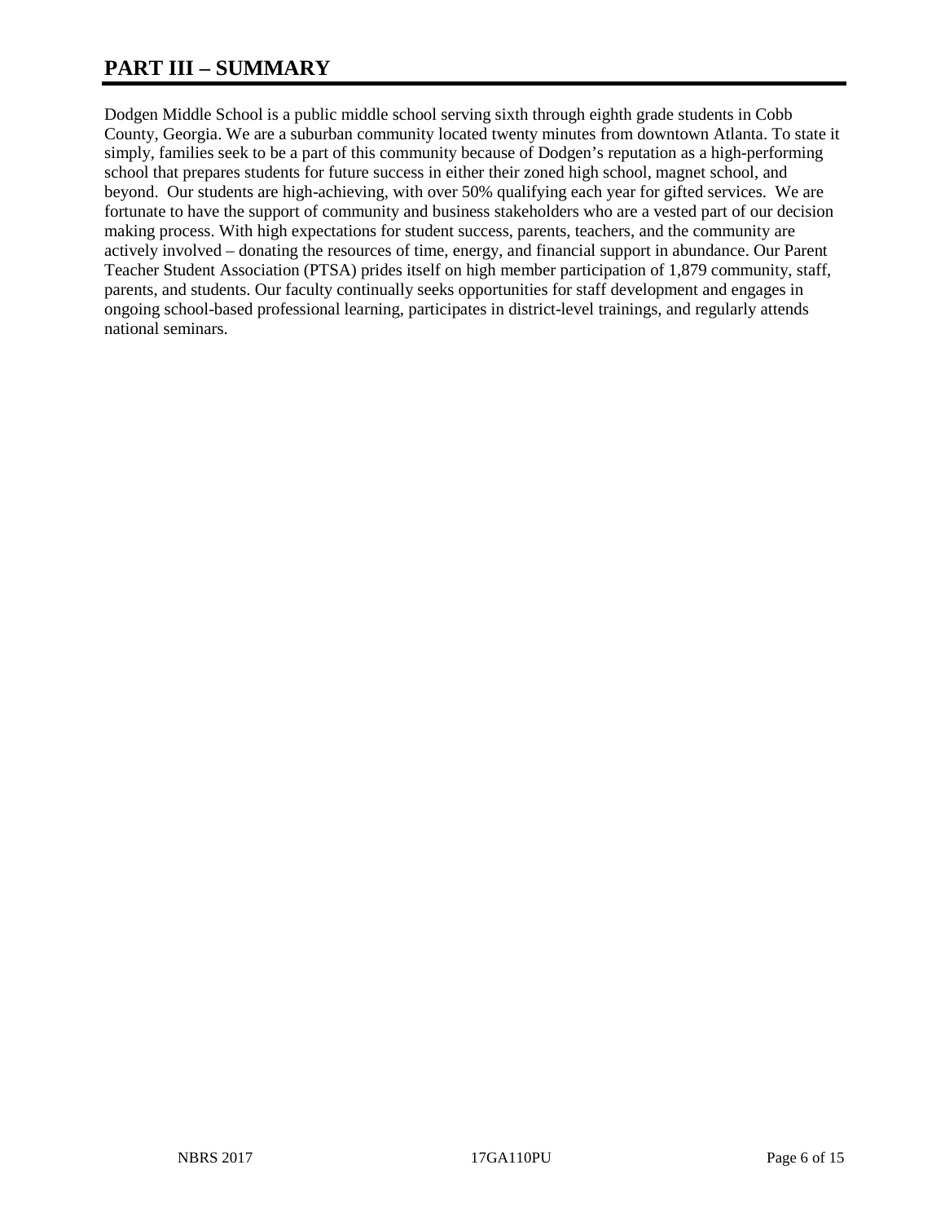# PART III – SUMMARY

Dodgen Middle School is a public middle school serving sixth through eighth grade students in Cobb County, Georgia. We are a suburban community located twenty minutes from downtown Atlanta. To state it simply, families seek to be a part of this community because of Dodgen's reputation as a high-performing school that prepares students for future success in either their zoned high school, magnet school, and beyond. Our students are high-achieving, with over 50% qualifying each year for gifted services. We are fortunate to have the support of community and business stakeholders who are a vested part of our decision making process. With high expectations for student success, parents, teachers, and the community are actively involved – donating the resources of time, energy, and financial support in abundance. Our Parent Teacher Student Association (PTSA) prides itself on high member participation of 1,879 community, staff, parents, and students. Our faculty continually seeks opportunities for staff development and engages in ongoing school-based professional learning, participates in district-level trainings, and regularly attends national seminars.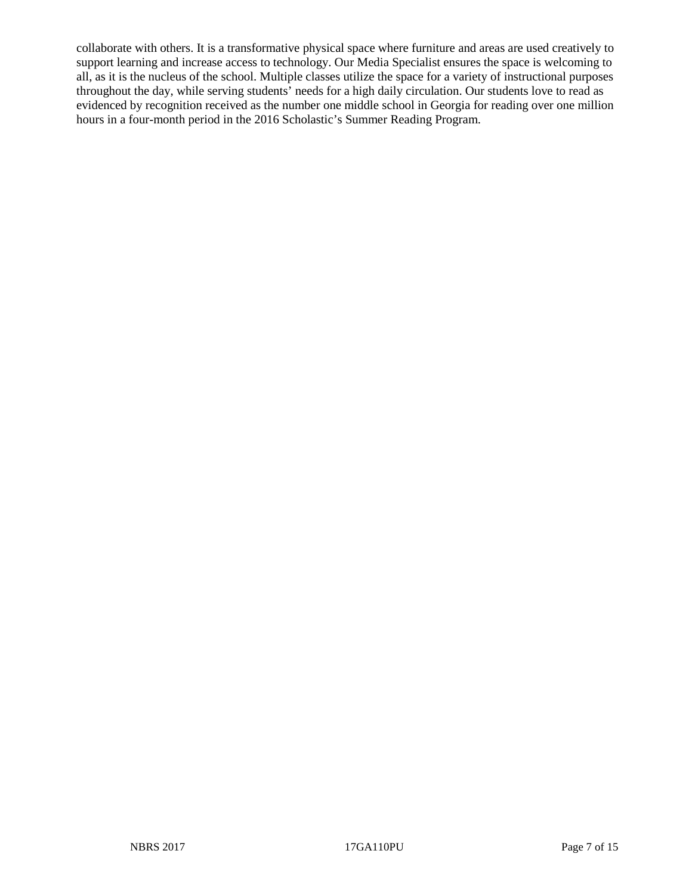collaborate with others. It is a transformative physical space where furniture and areas are used creatively to support learning and increase access to technology. Our Media Specialist ensures the space is welcoming to all, as it is the nucleus of the school. Multiple classes utilize the space for a variety of instructional purposes throughout the day, while serving students' needs for a high daily circulation. Our students love to read as evidenced by recognition received as the number one middle school in Georgia for reading over one million hours in a four-month period in the 2016 Scholastic's Summer Reading Program.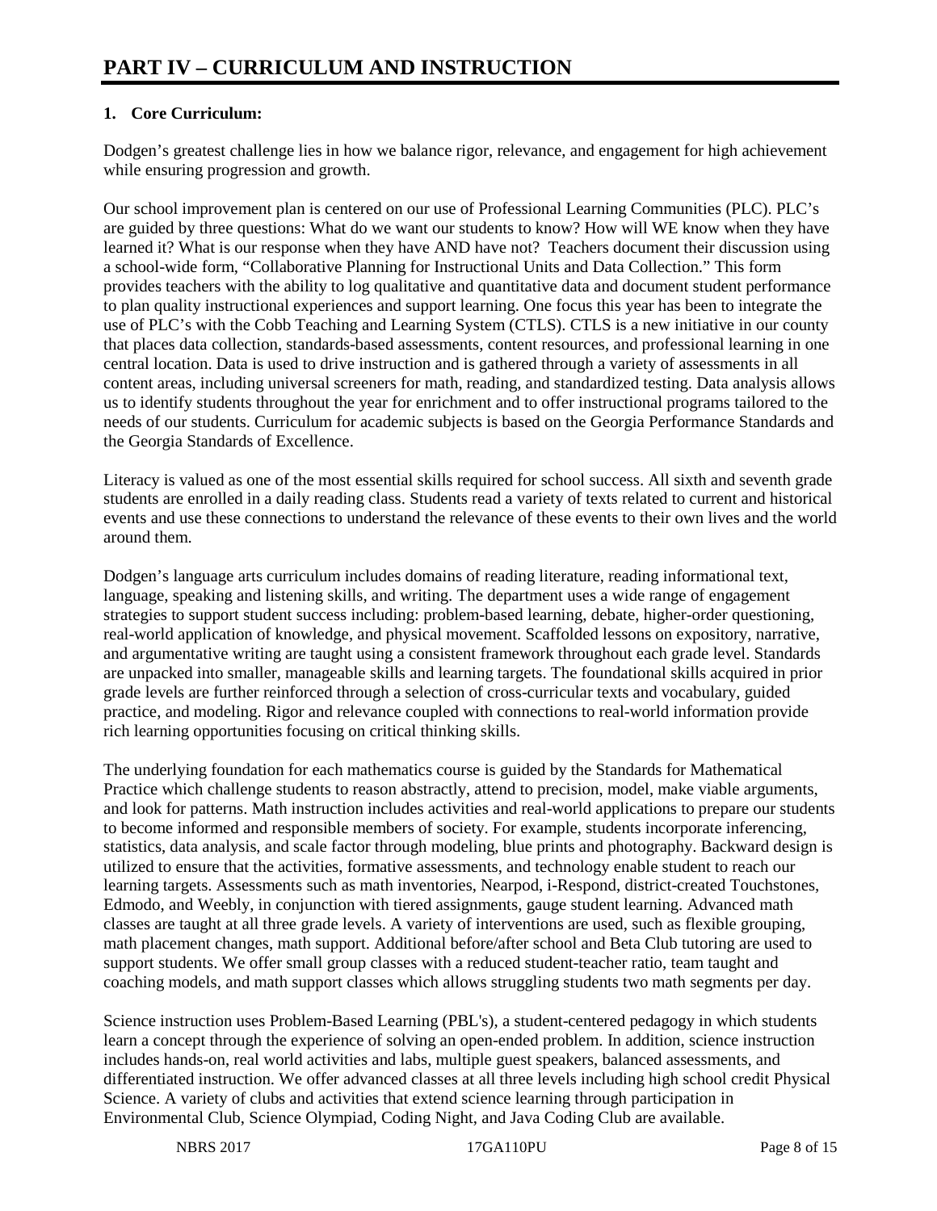# PART IV – CURRICULUM AND INSTRUCTION

**1. Core Curriculum:**

Dodgen's greatest challenge lies in how we balance rigor, relevance, and engagement for high achievement while ensuring progression and growth.

Our school improvement plan is centered on our use of Professional Learning Communities (PLC). PLC's are guided by three questions: What do we want our students to know? How will WE know when they have learned it? What is our response when they have AND have not? Teachers document their discussion using a school-wide form, "Collaborative Planning for Instructional Units and Data Collection." This form provides teachers with the ability to log qualitative and quantitative data and document student performance to plan quality instructional experiences and support learning. One focus this year has been to integrate the use of PLC's with the Cobb Teaching and Learning System (CTLS). CTLS is a new initiative in our county that places data collection, standards-based assessments, content resources, and professional learning in one central location. Data is used to drive instruction and is gathered through a variety of assessments in all content areas, including universal screeners for math, reading, and standardized testing. Data analysis allows us to identify students throughout the year for enrichment and to offer instructional programs tailored to the needs of our students. Curriculum for academic subjects is based on the Georgia Performance Standards and the Georgia Standards of Excellence.

Literacy is valued as one of the most essential skills required for school success. All sixth and seventh grade students are enrolled in a daily reading class. Students read a variety of texts related to current and historical events and use these connections to understand the relevance of these events to their own lives and the world around them.

Dodgen's language arts curriculum includes domains of reading literature, reading informational text, language, speaking and listening skills, and writing. The department uses a wide range of engagement strategies to support student success including: problem-based learning, debate, higher-order questioning, real-world application of knowledge, and physical movement. Scaffolded lessons on expository, narrative, and argumentative writing are taught using a consistent framework throughout each grade level. Standards are unpacked into smaller, manageable skills and learning targets. The foundational skills acquired in prior grade levels are further reinforced through a selection of cross-curricular texts and vocabulary, guided practice, and modeling. Rigor and relevance coupled with connections to real-world information provide rich learning opportunities focusing on critical thinking skills.

The underlying foundation for each mathematics course is guided by the Standards for Mathematical Practice which challenge students to reason abstractly, attend to precision, model, make viable arguments, and look for patterns. Math instruction includes activities and real-world applications to prepare our students to become informed and responsible members of society. For example, students incorporate inferencing, statistics, data analysis, and scale factor through modeling, blue prints and photography. Backward design is utilized to ensure that the activities, formative assessments, and technology enable student to reach our learning targets. Assessments such as math inventories, Nearpod, i-Respond, district-created Touchstones, Edmodo, and Weebly, in conjunction with tiered assignments, gauge student learning. Advanced math classes are taught at all three grade levels. A variety of interventions are used, such as flexible grouping, math placement changes, math support. Additional before/after school and Beta Club tutoring are used to support students. We offer small group classes with a reduced student-teacher ratio, team taught and coaching models, and math support classes which allows struggling students two math segments per day.

Science instruction uses Problem-Based Learning (PBL's), a student-centered pedagogy in which students learn a concept through the experience of solving an open-ended problem. In addition, science instruction includes hands-on, real world activities and labs, multiple guest speakers, balanced assessments, and differentiated instruction. We offer advanced classes at all three levels including high school credit Physical Science. A variety of clubs and activities that extend science learning through participation in Environmental Club, Science Olympiad, Coding Night, and Java Coding Club are available.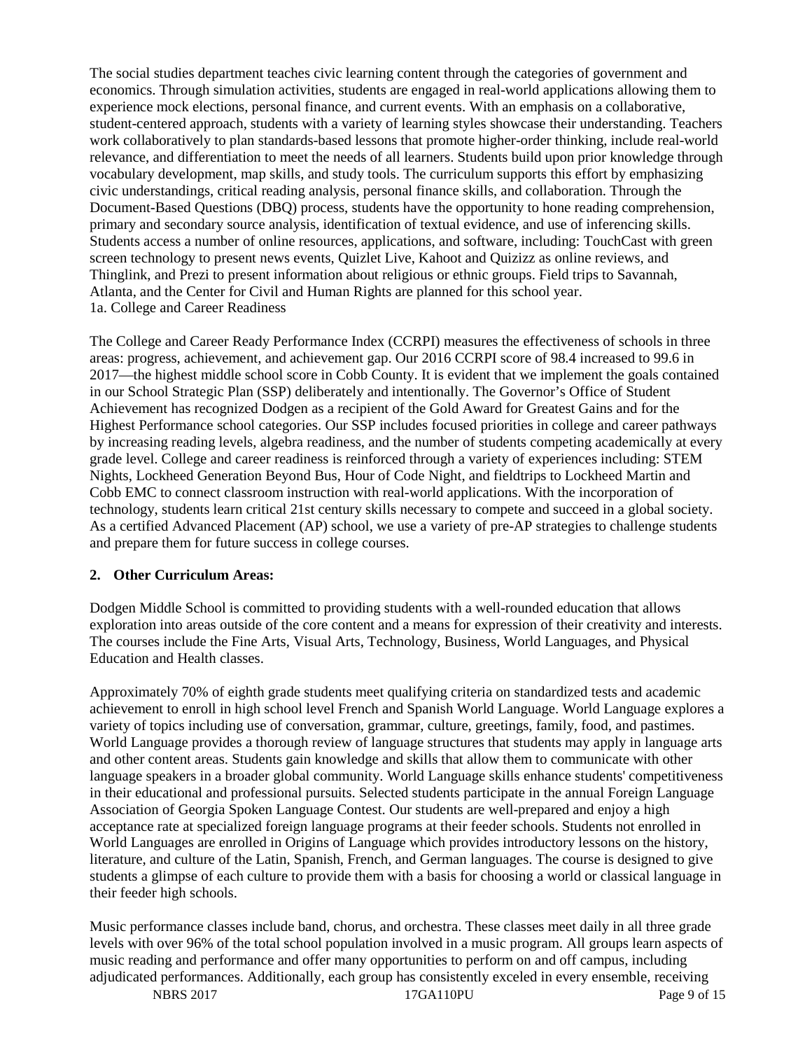The social studies department teaches civic learning content through the categories of government and economics. Through simulation activities, students are engaged in real-world applications allowing them to experience mock elections, personal finance, and current events. With an emphasis on a collaborative, student-centered approach, students with a variety of learning styles showcase their understanding. Teachers work collaboratively to plan standards-based lessons that promote higher-order thinking, include real-world relevance, and differentiation to meet the needs of all learners. Students build upon prior knowledge through vocabulary development, map skills, and study tools. The curriculum supports this effort by emphasizing civic understandings, critical reading analysis, personal finance skills, and collaboration. Through the Document-Based Questions (DBQ) process, students have the opportunity to hone reading comprehension, primary and secondary source analysis, identification of textual evidence, and use of inferencing skills. Students access a number of online resources, applications, and software, including: TouchCast with green screen technology to present news events, Quizlet Live, Kahoot and Quizizz as online reviews, and Thinglink, and Prezi to present information about religious or ethnic groups. Field trips to Savannah, Atlanta, and the Center for Civil and Human Rights are planned for this school year.

1a. College and Career Readiness

The College and Career Ready Performance Index (CCRPI) measures the effectiveness of schools in three areas: progress, achievement, and achievement gap. Our 2016 CCRPI score of 98.4 increased to 99.6 in 2017—the highest middle school score in Cobb County. It is evident that we implement the goals contained in our School Strategic Plan (SSP) deliberately and intentionally. The Governor's Office of Student Achievement has recognized Dodgen as a recipient of the Gold Award for Greatest Gains and for the Highest Performance school categories. Our SSP includes focused priorities in college and career pathways by increasing reading levels, algebra readiness, and the number of students competing academically at every grade level. College and career readiness is reinforced through a variety of experiences including: STEM Nights, Lockheed Generation Beyond Bus, Hour of Code Night, and fieldtrips to Lockheed Martin and Cobb EMC to connect classroom instruction with real-world applications. With the incorporation of technology, students learn critical 21st century skills necessary to compete and succeed in a global society. As a certified Advanced Placement (AP) school, we use a variety of pre-AP strategies to challenge students and prepare them for future success in college courses.

## 2. Other Curriculum Areas:

Dodgen Middle School is committed to providing students with a well-rounded education that allows exploration into areas outside of the core content and a means for expression of their creativity and interests. The courses include the Fine Arts, Visual Arts, Technology, Business, World Languages, and Physical Education and Health classes.

Approximately 70% of eighth grade students meet qualifying criteria on standardized tests and academic achievement to enroll in high school level French and Spanish World Language. World Language explores a variety of topics including use of conversation, grammar, culture, greetings, family, food, and pastimes. World Language provides a thorough review of language structures that students may apply in language arts and other content areas. Students gain knowledge and skills that allow them to communicate with other language speakers in a broader global community. World Language skills enhance students' competitiveness in their educational and professional pursuits. Selected students participate in the annual Foreign Language Association of Georgia Spoken Language Contest. Our students are well-prepared and enjoy a high acceptance rate at specialized foreign language programs at their feeder schools. Students not enrolled in World Languages are enrolled in Origins of Language which provides introductory lessons on the history, literature, and culture of the Latin, Spanish, French, and German languages. The course is designed to give students a glimpse of each culture to provide them with a basis for choosing a world or classical language in their feeder high schools.

Music performance classes include band, chorus, and orchestra. These classes meet daily in all three grade levels with over 96% of the total school population involved in a music program. All groups learn aspects of music reading and performance and offer many opportunities to perform on and off campus, including adjudicated performances. Additionally, each group has consistently exceled in every ensemble, receiving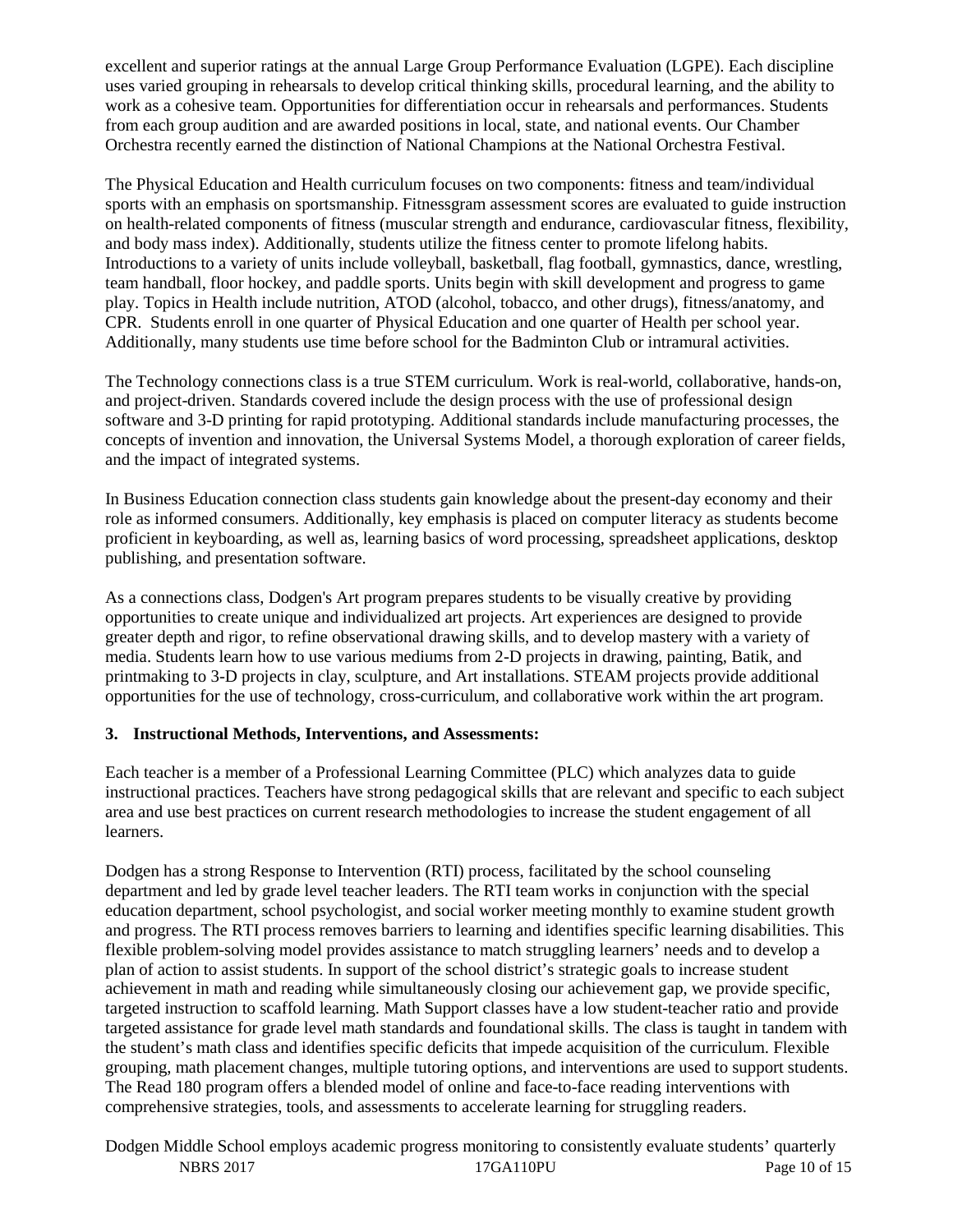excellent and superior ratings at the annual Large Group Performance Evaluation (LGPE). Each discipline uses varied grouping in rehearsals to develop critical thinking skills, procedural learning, and the ability to work as a cohesive team. Opportunities for differentiation occur in rehearsals and performances. Students from each group audition and are awarded positions in local, state, and national events. Our Chamber Orchestra recently earned the distinction of National Champions at the National Orchestra Festival.

The Physical Education and Health curriculum focuses on two components: fitness and team/individual sports with an emphasis on sportsmanship. Fitnessgram assessment scores are evaluated to guide instruction on health-related components of fitness (muscular strength and endurance, cardiovascular fitness, flexibility, and body mass index). Additionally, students utilize the fitness center to promote lifelong habits. Introductions to a variety of units include volleyball, basketball, flag football, gymnastics, dance, wrestling, team handball, floor hockey, and paddle sports. Units begin with skill development and progress to game play. Topics in Health include nutrition, ATOD (alcohol, tobacco, and other drugs), fitness/anatomy, and CPR. Students enroll in one quarter of Physical Education and one quarter of Health per school year. Additionally, many students use time before school for the Badminton Club or intramural activities.

The Technology connections class is a true STEM curriculum. Work is real-world, collaborative, hands-on, and project-driven. Standards covered include the design process with the use of professional design software and 3-D printing for rapid prototyping. Additional standards include manufacturing processes, the concepts of invention and innovation, the Universal Systems Model, a thorough exploration of career fields, and the impact of integrated systems.

In Business Education connection class students gain knowledge about the present-day economy and their role as informed consumers. Additionally, key emphasis is placed on computer literacy as students become proficient in keyboarding, as well as, learning basics of word processing, spreadsheet applications, desktop publishing, and presentation software.

As a connections class, Dodgen's Art program prepares students to be visually creative by providing opportunities to create unique and individualized art projects. Art experiences are designed to provide greater depth and rigor, to refine observational drawing skills, and to develop mastery with a variety of media. Students learn how to use various mediums from 2-D projects in drawing, painting, Batik, and printmaking to 3-D projects in clay, sculpture, and Art installations. STEAM projects provide additional opportunities for the use of technology, cross-curriculum, and collaborative work within the art program.

**3. Instructional Methods, Interventions, and Assessments:**

Each teacher is a member of a Professional Learning Committee (PLC) which analyzes data to guide instructional practices. Teachers have strong pedagogical skills that are relevant and specific to each subject area and use best practices on current research methodologies to increase the student engagement of all learners.

Dodgen has a strong Response to Intervention (RTI) process, facilitated by the school counseling department and led by grade level teacher leaders. The RTI team works in conjunction with the special education department, school psychologist, and social worker meeting monthly to examine student growth and progress. The RTI process removes barriers to learning and identifies specific learning disabilities. This flexible problem-solving model provides assistance to match struggling learners' needs and to develop a plan of action to assist students. In support of the school district's strategic goals to increase student achievement in math and reading while simultaneously closing our achievement gap, we provide specific, targeted instruction to scaffold learning. Math Support classes have a low student-teacher ratio and provide targeted assistance for grade level math standards and foundational skills. The class is taught in tandem with the student's math class and identifies specific deficits that impede acquisition of the curriculum. Flexible grouping, math placement changes, multiple tutoring options, and interventions are used to support students. The Read 180 program offers a blended model of online and face-to-face reading interventions with comprehensive strategies, tools, and assessments to accelerate learning for struggling readers.

Dodgen Middle School employs academic progress monitoring to consistently evaluate students' quarterly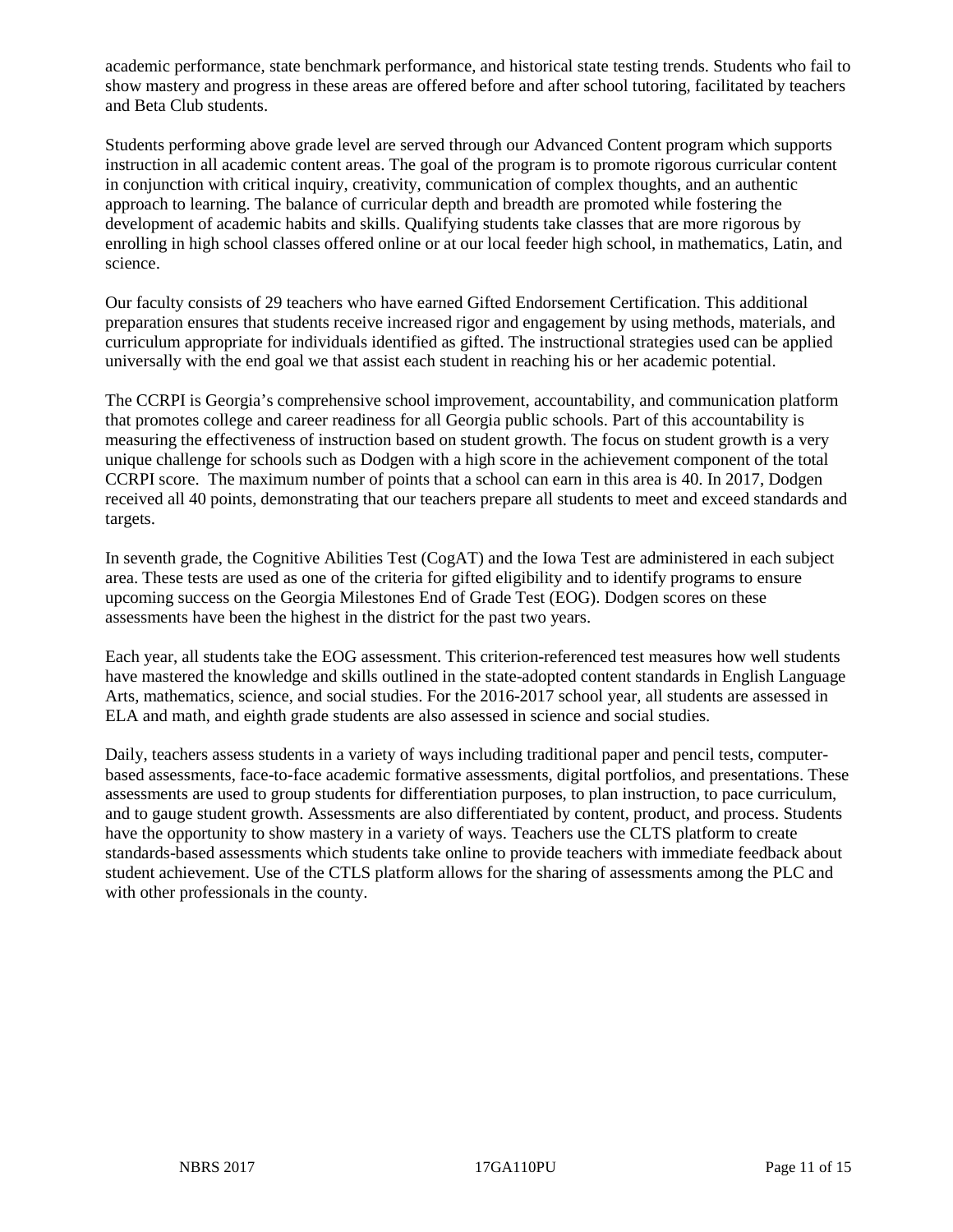academic performance, state benchmark performance, and historical state testing trends. Students who fail to show mastery and progress in these areas are offered before and after school tutoring, facilitated by teachers and Beta Club students.

Students performing above grade level are served through our Advanced Content program which supports instruction in all academic content areas. The goal of the program is to promote rigorous curricular content in conjunction with critical inquiry, creativity, communication of complex thoughts, and an authentic approach to learning. The balance of curricular depth and breadth are promoted while fostering the development of academic habits and skills. Qualifying students take classes that are more rigorous by enrolling in high school classes offered online or at our local feeder high school, in mathematics, Latin, and science.

Our faculty consists of 29 teachers who have earned Gifted Endorsement Certification. This additional preparation ensures that students receive increased rigor and engagement by using methods, materials, and curriculum appropriate for individuals identified as gifted. The instructional strategies used can be applied universally with the end goal we that assist each student in reaching his or her academic potential.

The CCRPI is Georgia's comprehensive school improvement, accountability, and communication platform that promotes college and career readiness for all Georgia public schools. Part of this accountability is measuring the effectiveness of instruction based on student growth. The focus on student growth is a very unique challenge for schools such as Dodgen with a high score in the achievement component of the total CCRPI score. The maximum number of points that a school can earn in this area is 40. In 2017, Dodgen received all 40 points, demonstrating that our teachers prepare all students to meet and exceed standards and targets.

In seventh grade, the Cognitive Abilities Test (CogAT) and the Iowa Test are administered in each subject area. These tests are used as one of the criteria for gifted eligibility and to identify programs to ensure upcoming success on the Georgia Milestones End of Grade Test (EOG). Dodgen scores on these assessments have been the highest in the district for the past two years.

Each year, all students take the EOG assessment. This criterion-referenced test measures how well students have mastered the knowledge and skills outlined in the state-adopted content standards in English Language Arts, mathematics, science, and social studies. For the 2016-2017 school year, all students are assessed in ELA and math, and eighth grade students are also assessed in science and social studies.

Daily, teachers assess students in a variety of ways including traditional paper and pencil tests, computer-based assessments, face-to-face academic formative assessments, digital portfolios, and presentations. These assessments are used to group students for differentiation purposes, to plan instruction, to pace curriculum, and to gauge student growth. Assessments are also differentiated by content, product, and process. Students have the opportunity to show mastery in a variety of ways. Teachers use the CLTS platform to create standards-based assessments which students take online to provide teachers with immediate feedback about student achievement. Use of the CTLS platform allows for the sharing of assessments among the PLC and with other professionals in the county.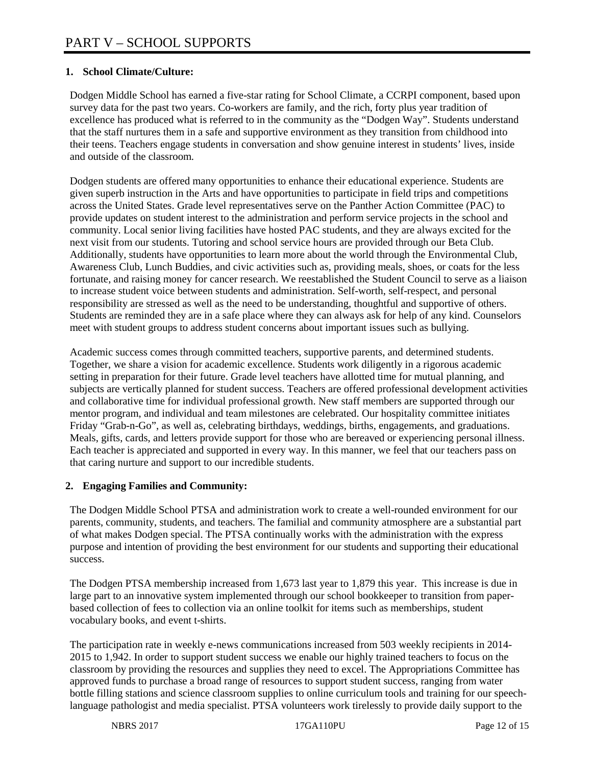# PART V – SCHOOL SUPPORTS

## 1. School Climate/Culture:

Dodgen Middle School has earned a five-star rating for School Climate, a CCRPI component, based upon survey data for the past two years. Co-workers are family, and the rich, forty plus year tradition of excellence has produced what is referred to in the community as the "Dodgen Way". Students understand that the staff nurtures them in a safe and supportive environment as they transition from childhood into their teens. Teachers engage students in conversation and show genuine interest in students' lives, inside and outside of the classroom.

Dodgen students are offered many opportunities to enhance their educational experience. Students are given superb instruction in the Arts and have opportunities to participate in field trips and competitions across the United States. Grade level representatives serve on the Panther Action Committee (PAC) to provide updates on student interest to the administration and perform service projects in the school and community. Local senior living facilities have hosted PAC students, and they are always excited for the next visit from our students. Tutoring and school service hours are provided through our Beta Club. Additionally, students have opportunities to learn more about the world through the Environmental Club, Awareness Club, Lunch Buddies, and civic activities such as, providing meals, shoes, or coats for the less fortunate, and raising money for cancer research. We reestablished the Student Council to serve as a liaison to increase student voice between students and administration. Self-worth, self-respect, and personal responsibility are stressed as well as the need to be understanding, thoughtful and supportive of others. Students are reminded they are in a safe place where they can always ask for help of any kind. Counselors meet with student groups to address student concerns about important issues such as bullying.

Academic success comes through committed teachers, supportive parents, and determined students. Together, we share a vision for academic excellence. Students work diligently in a rigorous academic setting in preparation for their future. Grade level teachers have allotted time for mutual planning, and subjects are vertically planned for student success. Teachers are offered professional development activities and collaborative time for individual professional growth. New staff members are supported through our mentor program, and individual and team milestones are celebrated. Our hospitality committee initiates Friday "Grab-n-Go", as well as, celebrating birthdays, weddings, births, engagements, and graduations. Meals, gifts, cards, and letters provide support for those who are bereaved or experiencing personal illness. Each teacher is appreciated and supported in every way. In this manner, we feel that our teachers pass on that caring nurture and support to our incredible students.

## 2. Engaging Families and Community:

The Dodgen Middle School PTSA and administration work to create a well-rounded environment for our parents, community, students, and teachers. The familial and community atmosphere are a substantial part of what makes Dodgen special. The PTSA continually works with the administration with the express purpose and intention of providing the best environment for our students and supporting their educational success.

The Dodgen PTSA membership increased from 1,673 last year to 1,879 this year. This increase is due in large part to an innovative system implemented through our school bookkeeper to transition from paper-based collection of fees to collection via an online toolkit for items such as memberships, student vocabulary books, and event t-shirts.

The participation rate in weekly e-news communications increased from 503 weekly recipients in 2014-2015 to 1,942. In order to support student success we enable our highly trained teachers to focus on the classroom by providing the resources and supplies they need to excel. The Appropriations Committee has approved funds to purchase a broad range of resources to support student success, ranging from water bottle filling stations and science classroom supplies to online curriculum tools and training for our speech-language pathologist and media specialist. PTSA volunteers work tirelessly to provide daily support to the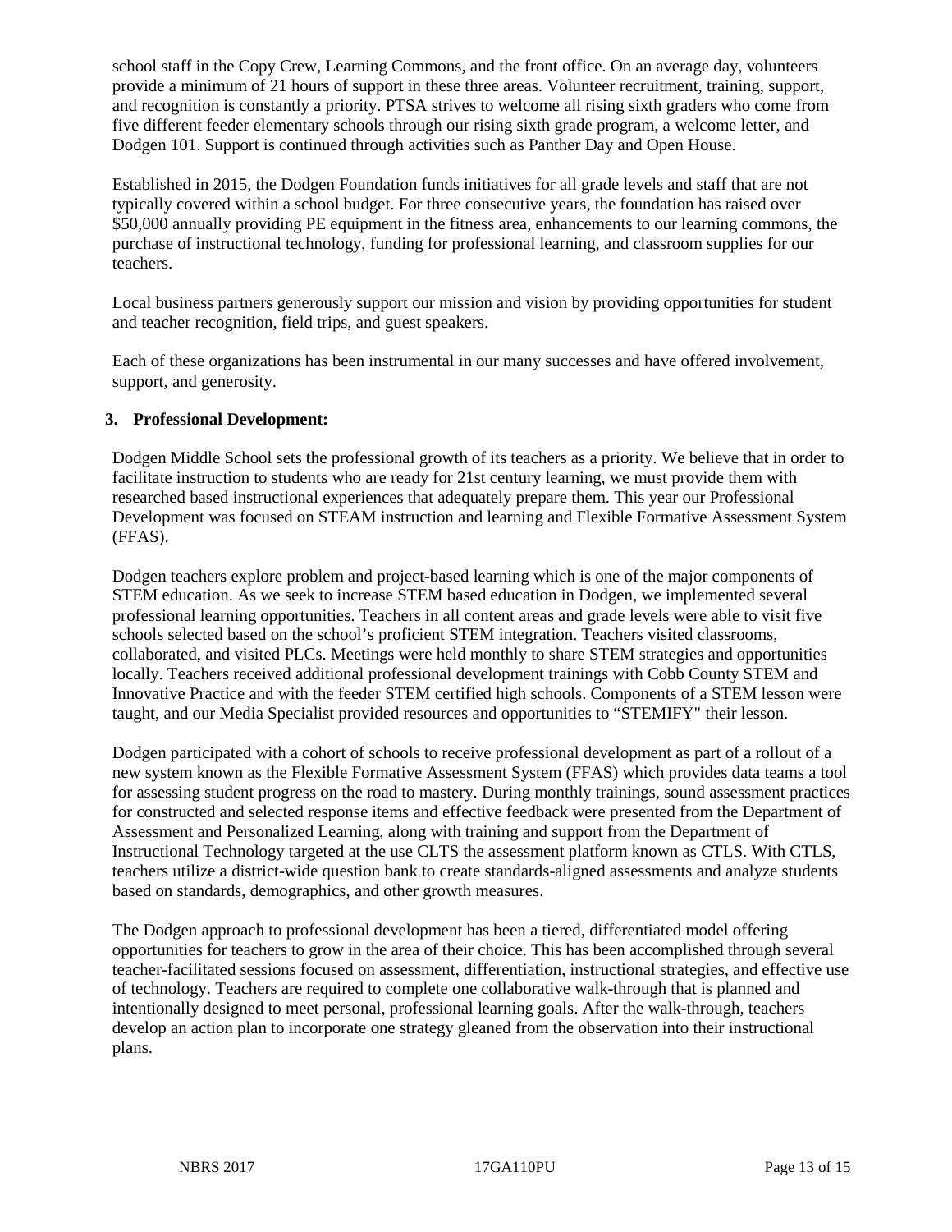school staff in the Copy Crew, Learning Commons, and the front office. On an average day, volunteers provide a minimum of 21 hours of support in these three areas. Volunteer recruitment, training, support, and recognition is constantly a priority. PTSA strives to welcome all rising sixth graders who come from five different feeder elementary schools through our rising sixth grade program, a welcome letter, and Dodgen 101. Support is continued through activities such as Panther Day and Open House.

Established in 2015, the Dodgen Foundation funds initiatives for all grade levels and staff that are not typically covered within a school budget. For three consecutive years, the foundation has raised over $50,000 annually providing PE equipment in the fitness area, enhancements to our learning commons, the purchase of instructional technology, funding for professional learning, and classroom supplies for our teachers.

Local business partners generously support our mission and vision by providing opportunities for student and teacher recognition, field trips, and guest speakers.

Each of these organizations has been instrumental in our many successes and have offered involvement, support, and generosity.

**3. Professional Development:**

Dodgen Middle School sets the professional growth of its teachers as a priority. We believe that in order to facilitate instruction to students who are ready for 21st century learning, we must provide them with researched based instructional experiences that adequately prepare them. This year our Professional Development was focused on STEAM instruction and learning and Flexible Formative Assessment System (FFAS).

Dodgen teachers explore problem and project-based learning which is one of the major components of STEM education. As we seek to increase STEM based education in Dodgen, we implemented several professional learning opportunities. Teachers in all content areas and grade levels were able to visit five schools selected based on the school's proficient STEM integration. Teachers visited classrooms, collaborated, and visited PLCs. Meetings were held monthly to share STEM strategies and opportunities locally. Teachers received additional professional development trainings with Cobb County STEM and Innovative Practice and with the feeder STEM certified high schools. Components of a STEM lesson were taught, and our Media Specialist provided resources and opportunities to "STEMIFY" their lesson.

Dodgen participated with a cohort of schools to receive professional development as part of a rollout of a new system known as the Flexible Formative Assessment System (FFAS) which provides data teams a tool for assessing student progress on the road to mastery. During monthly trainings, sound assessment practices for constructed and selected response items and effective feedback were presented from the Department of Assessment and Personalized Learning, along with training and support from the Department of Instructional Technology targeted at the use CLTS the assessment platform known as CTLS. With CTLS, teachers utilize a district-wide question bank to create standards-aligned assessments and analyze students based on standards, demographics, and other growth measures.

The Dodgen approach to professional development has been a tiered, differentiated model offering opportunities for teachers to grow in the area of their choice. This has been accomplished through several teacher-facilitated sessions focused on assessment, differentiation, instructional strategies, and effective use of technology. Teachers are required to complete one collaborative walk-through that is planned and intentionally designed to meet personal, professional learning goals. After the walk-through, teachers develop an action plan to incorporate one strategy gleaned from the observation into their instructional plans.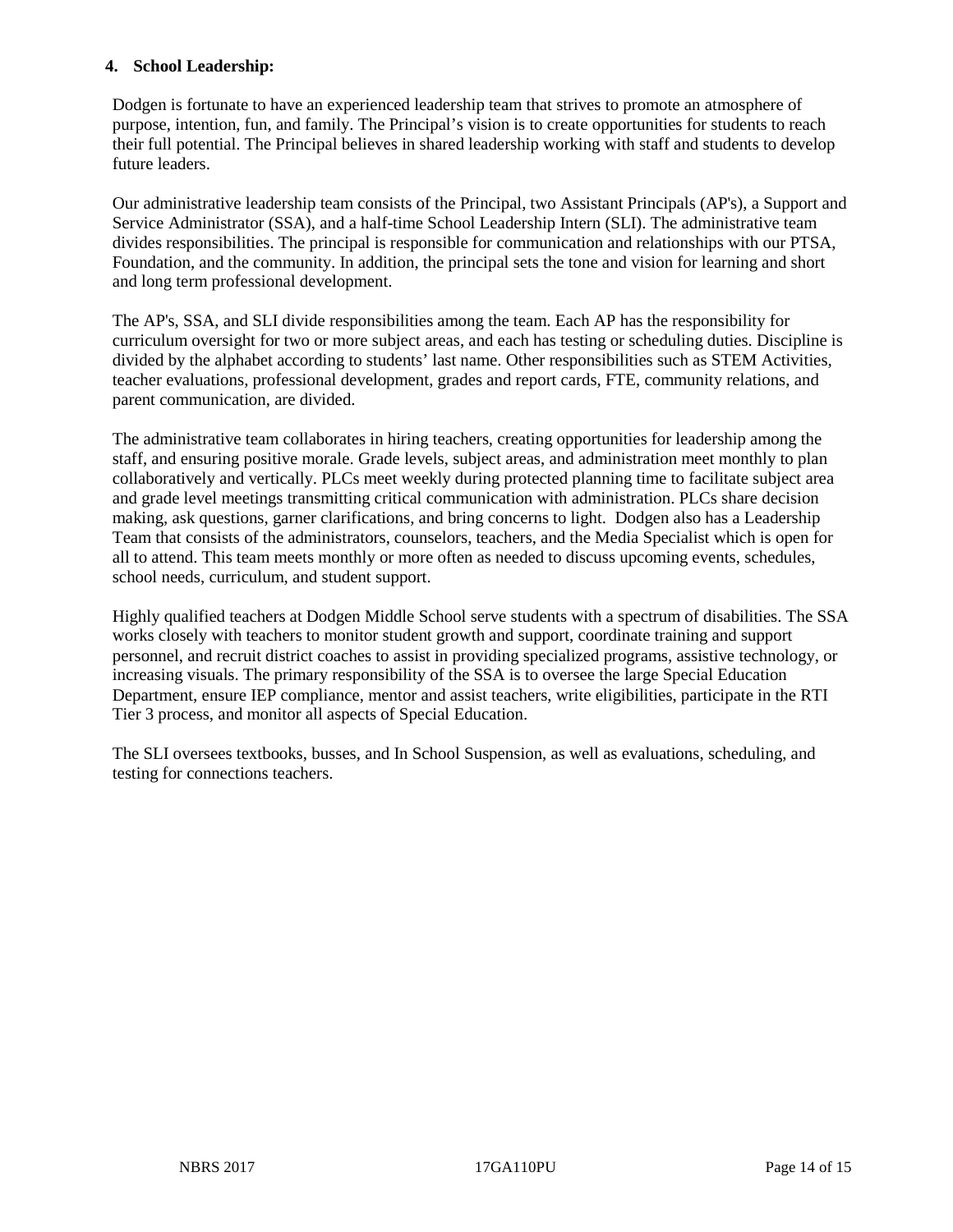**4. School Leadership:**

Dodgen is fortunate to have an experienced leadership team that strives to promote an atmosphere of purpose, intention, fun, and family. The Principal's vision is to create opportunities for students to reach their full potential. The Principal believes in shared leadership working with staff and students to develop future leaders.

Our administrative leadership team consists of the Principal, two Assistant Principals (AP's), a Support and Service Administrator (SSA), and a half-time School Leadership Intern (SLI). The administrative team divides responsibilities. The principal is responsible for communication and relationships with our PTSA, Foundation, and the community. In addition, the principal sets the tone and vision for learning and short and long term professional development.

The AP's, SSA, and SLI divide responsibilities among the team. Each AP has the responsibility for curriculum oversight for two or more subject areas, and each has testing or scheduling duties. Discipline is divided by the alphabet according to students' last name. Other responsibilities such as STEM Activities, teacher evaluations, professional development, grades and report cards, FTE, community relations, and parent communication, are divided.

The administrative team collaborates in hiring teachers, creating opportunities for leadership among the staff, and ensuring positive morale. Grade levels, subject areas, and administration meet monthly to plan collaboratively and vertically. PLCs meet weekly during protected planning time to facilitate subject area and grade level meetings transmitting critical communication with administration. PLCs share decision making, ask questions, garner clarifications, and bring concerns to light. Dodgen also has a Leadership Team that consists of the administrators, counselors, teachers, and the Media Specialist which is open for all to attend. This team meets monthly or more often as needed to discuss upcoming events, schedules, school needs, curriculum, and student support.

Highly qualified teachers at Dodgen Middle School serve students with a spectrum of disabilities. The SSA works closely with teachers to monitor student growth and support, coordinate training and support personnel, and recruit district coaches to assist in providing specialized programs, assistive technology, or increasing visuals. The primary responsibility of the SSA is to oversee the large Special Education Department, ensure IEP compliance, mentor and assist teachers, write eligibilities, participate in the RTI Tier 3 process, and monitor all aspects of Special Education.

The SLI oversees textbooks, busses, and In School Suspension, as well as evaluations, scheduling, and testing for connections teachers.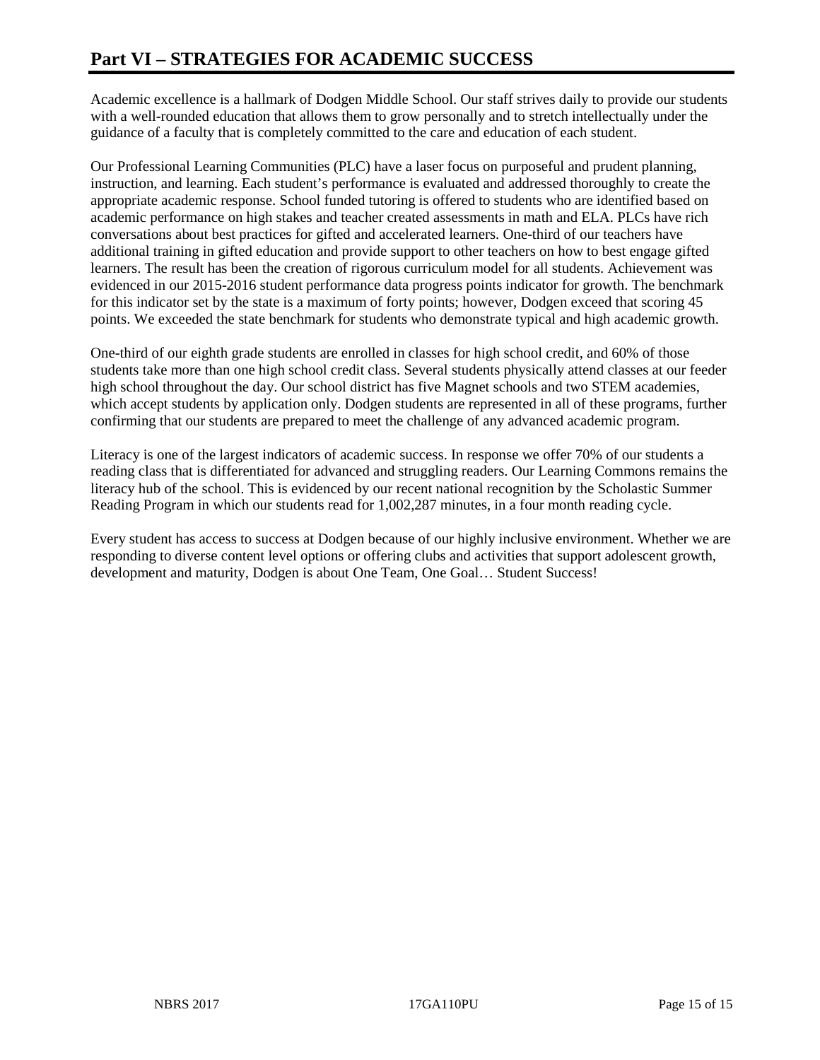# Part VI – STRATEGIES FOR ACADEMIC SUCCESS

Academic excellence is a hallmark of Dodgen Middle School. Our staff strives daily to provide our students with a well-rounded education that allows them to grow personally and to stretch intellectually under the guidance of a faculty that is completely committed to the care and education of each student.

Our Professional Learning Communities (PLC) have a laser focus on purposeful and prudent planning, instruction, and learning. Each student's performance is evaluated and addressed thoroughly to create the appropriate academic response. School funded tutoring is offered to students who are identified based on academic performance on high stakes and teacher created assessments in math and ELA. PLCs have rich conversations about best practices for gifted and accelerated learners. One-third of our teachers have additional training in gifted education and provide support to other teachers on how to best engage gifted learners. The result has been the creation of rigorous curriculum model for all students. Achievement was evidenced in our 2015-2016 student performance data progress points indicator for growth. The benchmark for this indicator set by the state is a maximum of forty points; however, Dodgen exceed that scoring 45 points. We exceeded the state benchmark for students who demonstrate typical and high academic growth.

One-third of our eighth grade students are enrolled in classes for high school credit, and 60% of those students take more than one high school credit class. Several students physically attend classes at our feeder high school throughout the day. Our school district has five Magnet schools and two STEM academies, which accept students by application only. Dodgen students are represented in all of these programs, further confirming that our students are prepared to meet the challenge of any advanced academic program.

Literacy is one of the largest indicators of academic success. In response we offer 70% of our students a reading class that is differentiated for advanced and struggling readers. Our Learning Commons remains the literacy hub of the school. This is evidenced by our recent national recognition by the Scholastic Summer Reading Program in which our students read for 1,002,287 minutes, in a four month reading cycle.

Every student has access to success at Dodgen because of our highly inclusive environment. Whether we are responding to diverse content level options or offering clubs and activities that support adolescent growth, development and maturity, Dodgen is about One Team, One Goal… Student Success!